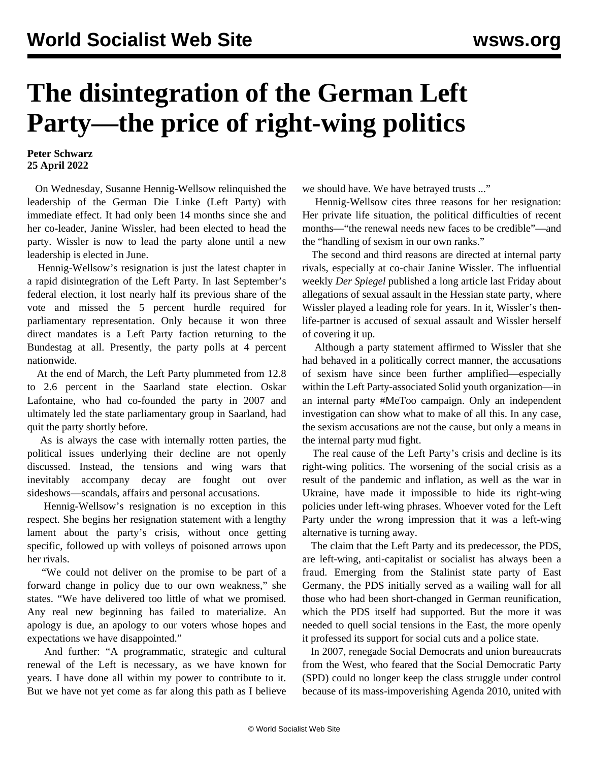# The disintegration of the German Left Party—the price of right-wing politics

**Peter Schwarz**
**25 April 2022**

On Wednesday, Susanne Hennig-Wellsow relinquished the leadership of the German Die Linke (Left Party) with immediate effect. It had only been 14 months since she and her co-leader, Janine Wissler, had been elected to head the party. Wissler is now to lead the party alone until a new leadership is elected in June.

Hennig-Wellsow's resignation is just the latest chapter in a rapid disintegration of the Left Party. In last September's federal election, it lost nearly half its previous share of the vote and missed the 5 percent hurdle required for parliamentary representation. Only because it won three direct mandates is a Left Party faction returning to the Bundestag at all. Presently, the party polls at 4 percent nationwide.

At the end of March, the Left Party plummeted from 12.8 to 2.6 percent in the Saarland state election. Oskar Lafontaine, who had co-founded the party in 2007 and ultimately led the state parliamentary group in Saarland, had quit the party shortly before.

As is always the case with internally rotten parties, the political issues underlying their decline are not openly discussed. Instead, the tensions and wing wars that inevitably accompany decay are fought out over sideshows—scandals, affairs and personal accusations.

Hennig-Wellsow's resignation is no exception in this respect. She begins her resignation statement with a lengthy lament about the party's crisis, without once getting specific, followed up with volleys of poisoned arrows upon her rivals.

"We could not deliver on the promise to be part of a forward change in policy due to our own weakness," she states. "We have delivered too little of what we promised. Any real new beginning has failed to materialize. An apology is due, an apology to our voters whose hopes and expectations we have disappointed."

And further: "A programmatic, strategic and cultural renewal of the Left is necessary, as we have known for years. I have done all within my power to contribute to it. But we have not yet come as far along this path as I believe we should have. We have betrayed trusts ..."

Hennig-Wellsow cites three reasons for her resignation: Her private life situation, the political difficulties of recent months—"the renewal needs new faces to be credible"—and the "handling of sexism in our own ranks."

The second and third reasons are directed at internal party rivals, especially at co-chair Janine Wissler. The influential weekly *Der Spiegel* published a long article last Friday about allegations of sexual assault in the Hessian state party, where Wissler played a leading role for years. In it, Wissler's then-life-partner is accused of sexual assault and Wissler herself of covering it up.

Although a party statement affirmed to Wissler that she had behaved in a politically correct manner, the accusations of sexism have since been further amplified—especially within the Left Party-associated Solid youth organization—in an internal party #MeToo campaign. Only an independent investigation can show what to make of all this. In any case, the sexism accusations are not the cause, but only a means in the internal party mud fight.

The real cause of the Left Party's crisis and decline is its right-wing politics. The worsening of the social crisis as a result of the pandemic and inflation, as well as the war in Ukraine, have made it impossible to hide its right-wing policies under left-wing phrases. Whoever voted for the Left Party under the wrong impression that it was a left-wing alternative is turning away.

The claim that the Left Party and its predecessor, the PDS, are left-wing, anti-capitalist or socialist has always been a fraud. Emerging from the Stalinist state party of East Germany, the PDS initially served as a wailing wall for all those who had been short-changed in German reunification, which the PDS itself had supported. But the more it was needed to quell social tensions in the East, the more openly it professed its support for social cuts and a police state.

In 2007, renegade Social Democrats and union bureaucrats from the West, who feared that the Social Democratic Party (SPD) could no longer keep the class struggle under control because of its mass-impoverishing Agenda 2010, united with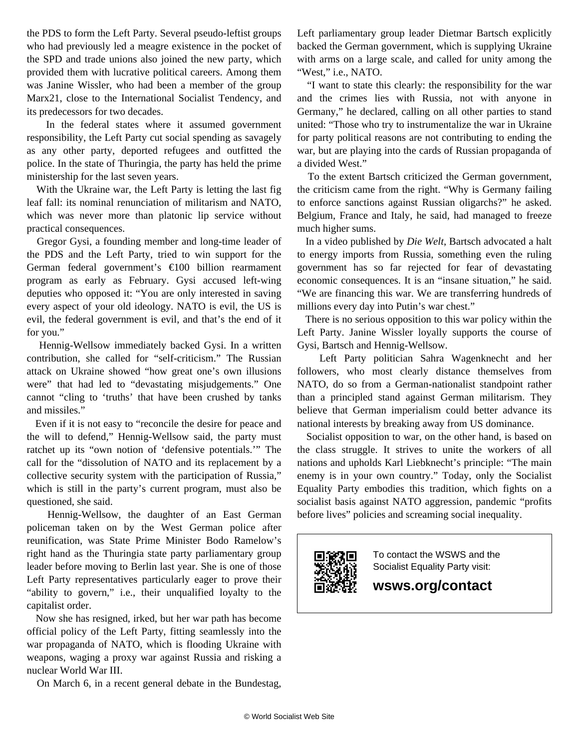the PDS to form the Left Party. Several pseudo-leftist groups who had previously led a meagre existence in the pocket of the SPD and trade unions also joined the new party, which provided them with lucrative political careers. Among them was Janine Wissler, who had been a member of the group Marx21, close to the International Socialist Tendency, and its predecessors for two decades.

In the federal states where it assumed government responsibility, the Left Party cut social spending as savagely as any other party, deported refugees and outfitted the police. In the state of Thuringia, the party has held the prime ministership for the last seven years.

With the Ukraine war, the Left Party is letting the last fig leaf fall: its nominal renunciation of militarism and NATO, which was never more than platonic lip service without practical consequences.

Gregor Gysi, a founding member and long-time leader of the PDS and the Left Party, tried to win support for the German federal government's €100 billion rearmament program as early as February. Gysi accused left-wing deputies who opposed it: "You are only interested in saving every aspect of your old ideology. NATO is evil, the US is evil, the federal government is evil, and that's the end of it for you."

Hennig-Wellsow immediately backed Gysi. In a written contribution, she called for "self-criticism." The Russian attack on Ukraine showed "how great one's own illusions were" that had led to "devastating misjudgements." One cannot "cling to 'truths' that have been crushed by tanks and missiles."

Even if it is not easy to "reconcile the desire for peace and the will to defend," Hennig-Wellsow said, the party must ratchet up its "own notion of 'defensive potentials.'" The call for the "dissolution of NATO and its replacement by a collective security system with the participation of Russia," which is still in the party's current program, must also be questioned, she said.

Hennig-Wellsow, the daughter of an East German policeman taken on by the West German police after reunification, was State Prime Minister Bodo Ramelow's right hand as the Thuringia state party parliamentary group leader before moving to Berlin last year. She is one of those Left Party representatives particularly eager to prove their "ability to govern," i.e., their unqualified loyalty to the capitalist order.

Now she has resigned, irked, but her war path has become official policy of the Left Party, fitting seamlessly into the war propaganda of NATO, which is flooding Ukraine with weapons, waging a proxy war against Russia and risking a nuclear World War III.

On March 6, in a recent general debate in the Bundestag, Left parliamentary group leader Dietmar Bartsch explicitly backed the German government, which is supplying Ukraine with arms on a large scale, and called for unity among the "West," i.e., NATO.

"I want to state this clearly: the responsibility for the war and the crimes lies with Russia, not with anyone in Germany," he declared, calling on all other parties to stand united: "Those who try to instrumentalize the war in Ukraine for party political reasons are not contributing to ending the war, but are playing into the cards of Russian propaganda of a divided West."

To the extent Bartsch criticized the German government, the criticism came from the right. "Why is Germany failing to enforce sanctions against Russian oligarchs?" he asked. Belgium, France and Italy, he said, had managed to freeze much higher sums.

In a video published by *Die Welt*, Bartsch advocated a halt to energy imports from Russia, something even the ruling government has so far rejected for fear of devastating economic consequences. It is an "insane situation," he said. "We are financing this war. We are transferring hundreds of millions every day into Putin's war chest."

There is no serious opposition to this war policy within the Left Party. Janine Wissler loyally supports the course of Gysi, Bartsch and Hennig-Wellsow.

Left Party politician Sahra Wagenknecht and her followers, who most clearly distance themselves from NATO, do so from a German-nationalist standpoint rather than a principled stand against German militarism. They believe that German imperialism could better advance its national interests by breaking away from US dominance.

Socialist opposition to war, on the other hand, is based on the class struggle. It strives to unite the workers of all nations and upholds Karl Liebknecht's principle: "The main enemy is in your own country." Today, only the Socialist Equality Party embodies this tradition, which fights on a socialist basis against NATO aggression, pandemic "profits before lives" policies and screaming social inequality.

To contact the WSWS and the Socialist Equality Party visit:

**wsws.org/contact**